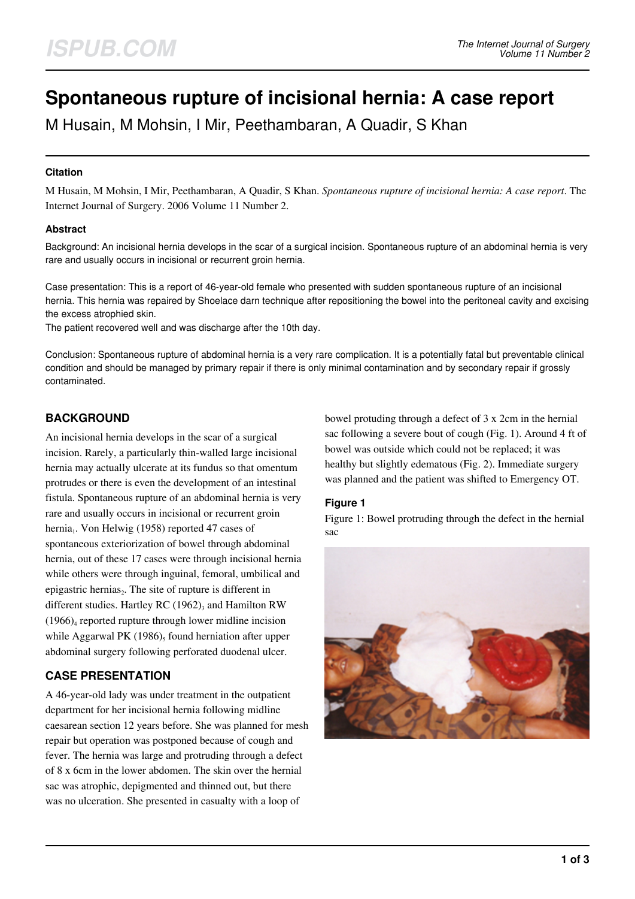# Spontaneous rupture of incisional hernia: A case report

M Husain, M Mohsin, I Mir, Peethambaran, A Quadir, S Khan

#### Citation

M Husain, M Mohsin, I Mir, Peethambaran, A Quadir, S Khan. *Spontaneous rupture of incisional hernia: A case report*. The Internet Journal of Surgery. 2006 Volume 11 Number 2.

#### Abstract

Background: An incisional hernia develops in the scar of a surgical incision. Spontaneous rupture of an abdominal hernia is very rare and usually occurs in incisional or recurrent groin hernia.

Case presentation: This is a report of 46-year-old female who presented with sudden spontaneous rupture of an incisional hernia. This hernia was repaired by Shoelace darn technique after repositioning the bowel into the peritoneal cavity and excising the excess atrophied skin.
The patient recovered well and was discharge after the 10th day.

Conclusion: Spontaneous rupture of abdominal hernia is a very rare complication. It is a potentially fatal but preventable clinical condition and should be managed by primary repair if there is only minimal contamination and by secondary repair if grossly contaminated.

## BACKGROUND

An incisional hernia develops in the scar of a surgical incision. Rarely, a particularly thin-walled large incisional hernia may actually ulcerate at its fundus so that omentum protrudes or there is even the development of an intestinal fistula. Spontaneous rupture of an abdominal hernia is very rare and usually occurs in incisional or recurrent groin hernia[1]. Von Helwig (1958) reported 47 cases of spontaneous exteriorization of bowel through abdominal hernia, out of these 17 cases were through incisional hernia while others were through inguinal, femoral, umbilical and epigastric hernias[2]. The site of rupture is different in different studies. Hartley RC (1962)[3] and Hamilton RW (1966)[4] reported rupture through lower midline incision while Aggarwal PK (1986)[5] found herniation after upper abdominal surgery following perforated duodenal ulcer.

## CASE PRESENTATION

A 46-year-old lady was under treatment in the outpatient department for her incisional hernia following midline caesarean section 12 years before. She was planned for mesh repair but operation was postponed because of cough and fever. The hernia was large and protruding through a defect of 8 x 6cm in the lower abdomen. The skin over the hernial sac was atrophic, depigmented and thinned out, but there was no ulceration. She presented in casualty with a loop of bowel protuding through a defect of 3 x 2cm in the hernial sac following a severe bout of cough (Fig. 1). Around 4 ft of bowel was outside which could not be replaced; it was healthy but slightly edematous (Fig. 2). Immediate surgery was planned and the patient was shifted to Emergency OT.

#### Figure 1

Figure 1: Bowel protruding through the defect in the hernial sac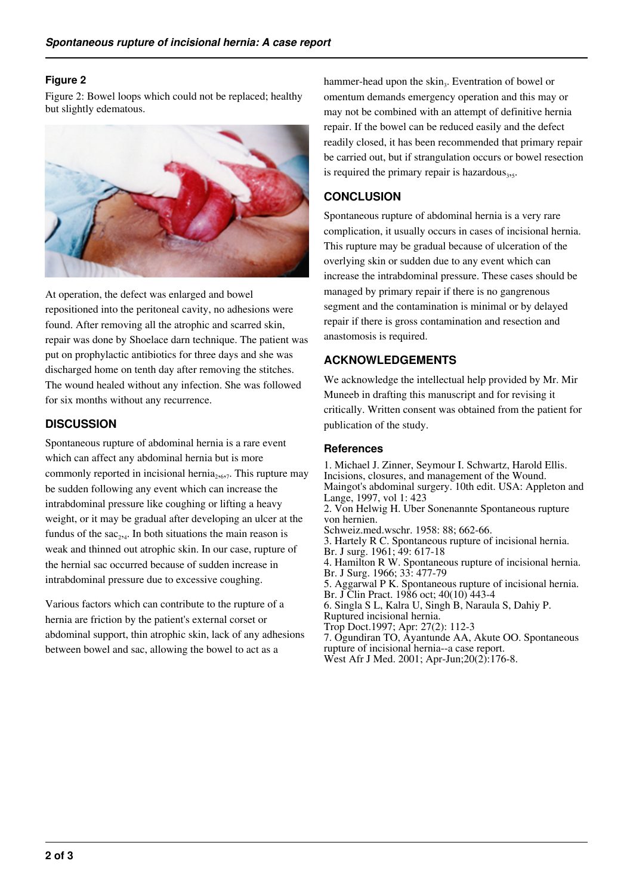### Figure 2

Figure 2: Bowel loops which could not be replaced; healthy but slightly edematous.

At operation, the defect was enlarged and bowel repositioned into the peritoneal cavity, no adhesions were found. After removing all the atrophic and scarred skin, repair was done by Shoelace darn technique. The patient was put on prophylactic antibiotics for three days and she was discharged home on tenth day after removing the stitches. The wound healed without any infection. She was followed for six months without any recurrence.

## DISCUSSION

Spontaneous rupture of abdominal hernia is a rare event which can affect any abdominal hernia but is more commonly reported in incisional hernia[2,6,7]. This rupture may be sudden following any event which can increase the intrabdominal pressure like coughing or lifting a heavy weight, or it may be gradual after developing an ulcer at the fundus of the sac[2,4]. In both situations the main reason is weak and thinned out atrophic skin. In our case, rupture of the hernial sac occurred because of sudden increase in intrabdominal pressure due to excessive coughing.

Various factors which can contribute to the rupture of a hernia are friction by the patient's external corset or abdominal support, thin atrophic skin, lack of any adhesions between bowel and sac, allowing the bowel to act as a hammer-head upon the skin[3]. Eventration of bowel or omentum demands emergency operation and this may or may not be combined with an attempt of definitive hernia repair. If the bowel can be reduced easily and the defect readily closed, it has been recommended that primary repair be carried out, but if strangulation occurs or bowel resection is required the primary repair is hazardous[3,5].

## CONCLUSION

Spontaneous rupture of abdominal hernia is a very rare complication, it usually occurs in cases of incisional hernia. This rupture may be gradual because of ulceration of the overlying skin or sudden due to any event which can increase the intrabdominal pressure. These cases should be managed by primary repair if there is no gangrenous segment and the contamination is minimal or by delayed repair if there is gross contamination and resection and anastomosis is required.

## ACKNOWLEDGEMENTS

We acknowledge the intellectual help provided by Mr. Mir Muneeb in drafting this manuscript and for revising it critically. Written consent was obtained from the patient for publication of the study.

### References

1. Michael J. Zinner, Seymour I. Schwartz, Harold Ellis. Incisions, closures, and management of the Wound. Maingot's abdominal surgery. 10th edit. USA: Appleton and Lange, 1997, vol 1: 423
2. Von Helwig H. Uber Sonenannte Spontaneous rupture von hernien. Schweiz.med.wschr. 1958: 88; 662-66.
3. Hartely R C. Spontaneous rupture of incisional hernia. Br. J surg. 1961; 49: 617-18
4. Hamilton R W. Spontaneous rupture of incisional hernia. Br. J Surg. 1966; 33: 477-79
5. Aggarwal P K. Spontaneous rupture of incisional hernia. Br. J Clin Pract. 1986 oct; 40(10) 443-4
6. Singla S L, Kalra U, Singh B, Naraula S, Dahiy P. Ruptured incisional hernia. Trop Doct.1997; Apr: 27(2): 112-3
7. Ogundiran TO, Ayantunde AA, Akute OO. Spontaneous rupture of incisional hernia--a case report. West Afr J Med. 2001; Apr-Jun;20(2):176-8.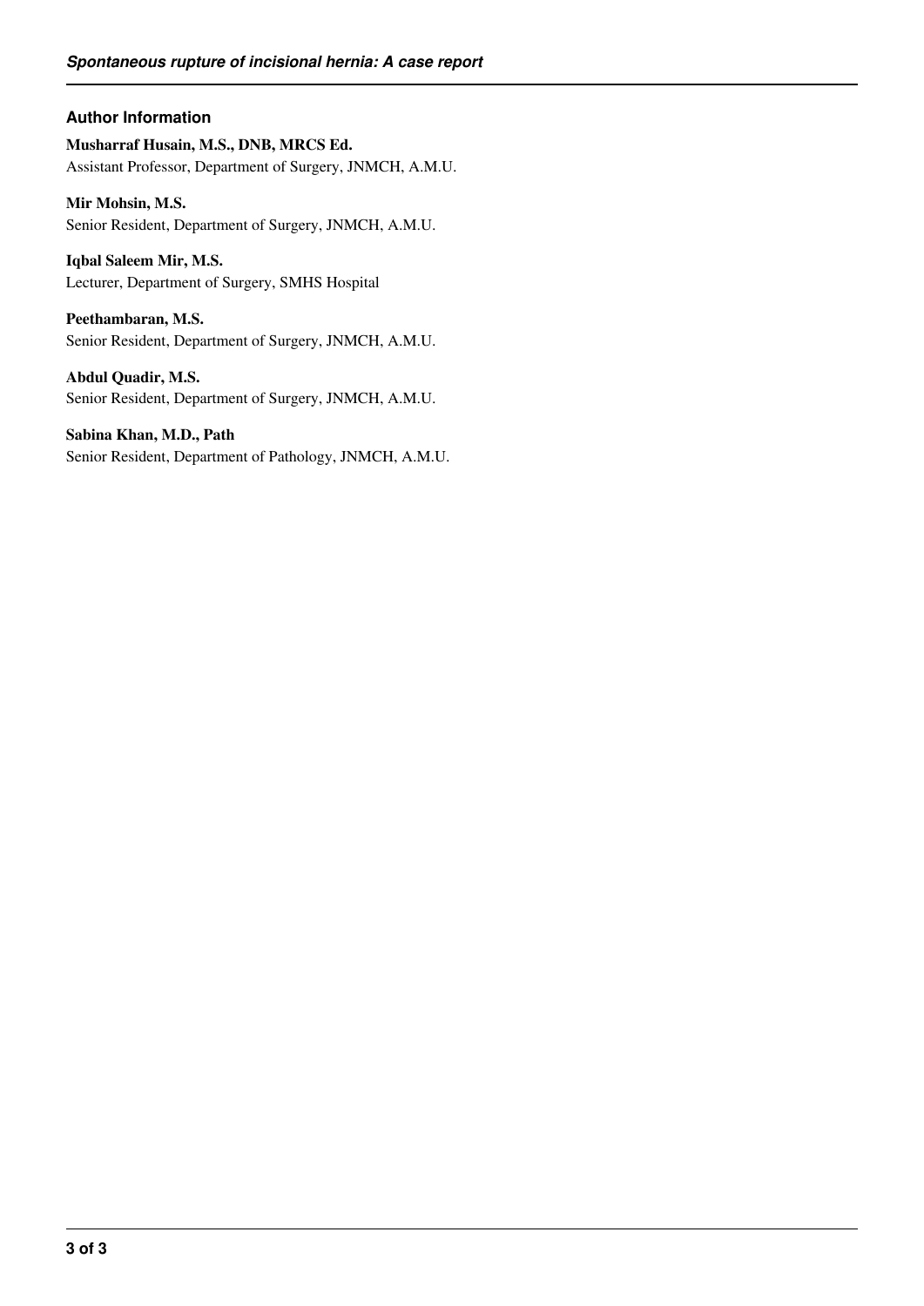## Author Information

**Musharraf Husain, M.S., DNB, MRCS Ed.**
Assistant Professor, Department of Surgery, JNMCH, A.M.U.

**Mir Mohsin, M.S.**
Senior Resident, Department of Surgery, JNMCH, A.M.U.

**Iqbal Saleem Mir, M.S.**
Lecturer, Department of Surgery, SMHS Hospital

**Peethambaran, M.S.**
Senior Resident, Department of Surgery, JNMCH, A.M.U.

**Abdul Quadir, M.S.**
Senior Resident, Department of Surgery, JNMCH, A.M.U.

**Sabina Khan, M.D., Path**
Senior Resident, Department of Pathology, JNMCH, A.M.U.